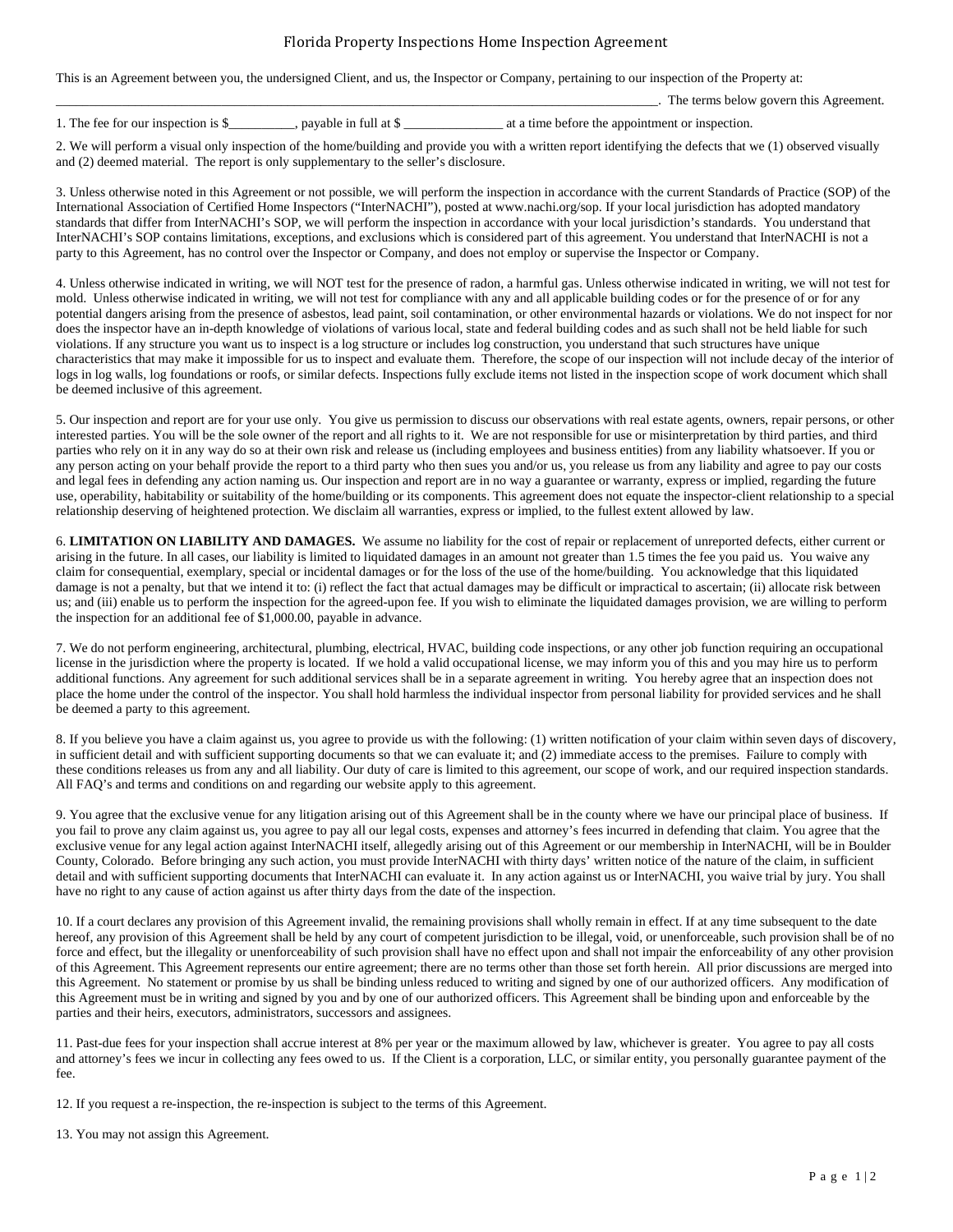# Florida Property Inspections Home Inspection Agreement

This is an Agreement between you, the undersigned Client, and us, the Inspector or Company, pertaining to our inspection of the Property at:

_____________________________________________________________________________________________. The terms below govern this Agreement.

1. The fee for our inspection is $__________, payable in full at $ _______________ at a time before the appointment or inspection.

2. We will perform a visual only inspection of the home/building and provide you with a written report identifying the defects that we (1) observed visually and (2) deemed material. The report is only supplementary to the seller's disclosure.

3. Unless otherwise noted in this Agreement or not possible, we will perform the inspection in accordance with the current Standards of Practice (SOP) of the International Association of Certified Home Inspectors ("InterNACHI"), posted at www.nachi.org/sop. If your local jurisdiction has adopted mandatory standards that differ from InterNACHI's SOP, we will perform the inspection in accordance with your local jurisdiction's standards. You understand that InterNACHI's SOP contains limitations, exceptions, and exclusions which is considered part of this agreement. You understand that InterNACHI is not a party to this Agreement, has no control over the Inspector or Company, and does not employ or supervise the Inspector or Company.

4. Unless otherwise indicated in writing, we will NOT test for the presence of radon, a harmful gas. Unless otherwise indicated in writing, we will not test for mold. Unless otherwise indicated in writing, we will not test for compliance with any and all applicable building codes or for the presence of or for any potential dangers arising from the presence of asbestos, lead paint, soil contamination, or other environmental hazards or violations. We do not inspect for nor does the inspector have an in-depth knowledge of violations of various local, state and federal building codes and as such shall not be held liable for such violations. If any structure you want us to inspect is a log structure or includes log construction, you understand that such structures have unique characteristics that may make it impossible for us to inspect and evaluate them. Therefore, the scope of our inspection will not include decay of the interior of logs in log walls, log foundations or roofs, or similar defects. Inspections fully exclude items not listed in the inspection scope of work document which shall be deemed inclusive of this agreement.

5. Our inspection and report are for your use only. You give us permission to discuss our observations with real estate agents, owners, repair persons, or other interested parties. You will be the sole owner of the report and all rights to it. We are not responsible for use or misinterpretation by third parties, and third parties who rely on it in any way do so at their own risk and release us (including employees and business entities) from any liability whatsoever. If you or any person acting on your behalf provide the report to a third party who then sues you and/or us, you release us from any liability and agree to pay our costs and legal fees in defending any action naming us. Our inspection and report are in no way a guarantee or warranty, express or implied, regarding the future use, operability, habitability or suitability of the home/building or its components. This agreement does not equate the inspector-client relationship to a special relationship deserving of heightened protection. We disclaim all warranties, express or implied, to the fullest extent allowed by law.

6. **LIMITATION ON LIABILITY AND DAMAGES.** We assume no liability for the cost of repair or replacement of unreported defects, either current or arising in the future. In all cases, our liability is limited to liquidated damages in an amount not greater than 1.5 times the fee you paid us. You waive any claim for consequential, exemplary, special or incidental damages or for the loss of the use of the home/building. You acknowledge that this liquidated damage is not a penalty, but that we intend it to: (i) reflect the fact that actual damages may be difficult or impractical to ascertain; (ii) allocate risk between us; and (iii) enable us to perform the inspection for the agreed-upon fee. If you wish to eliminate the liquidated damages provision, we are willing to perform the inspection for an additional fee of $1,000.00, payable in advance.

7. We do not perform engineering, architectural, plumbing, electrical, HVAC, building code inspections, or any other job function requiring an occupational license in the jurisdiction where the property is located. If we hold a valid occupational license, we may inform you of this and you may hire us to perform additional functions. Any agreement for such additional services shall be in a separate agreement in writing. You hereby agree that an inspection does not place the home under the control of the inspector. You shall hold harmless the individual inspector from personal liability for provided services and he shall be deemed a party to this agreement.

8. If you believe you have a claim against us, you agree to provide us with the following: (1) written notification of your claim within seven days of discovery, in sufficient detail and with sufficient supporting documents so that we can evaluate it; and (2) immediate access to the premises. Failure to comply with these conditions releases us from any and all liability. Our duty of care is limited to this agreement, our scope of work, and our required inspection standards. All FAQ's and terms and conditions on and regarding our website apply to this agreement.

9. You agree that the exclusive venue for any litigation arising out of this Agreement shall be in the county where we have our principal place of business. If you fail to prove any claim against us, you agree to pay all our legal costs, expenses and attorney's fees incurred in defending that claim. You agree that the exclusive venue for any legal action against InterNACHI itself, allegedly arising out of this Agreement or our membership in InterNACHI, will be in Boulder County, Colorado. Before bringing any such action, you must provide InterNACHI with thirty days' written notice of the nature of the claim, in sufficient detail and with sufficient supporting documents that InterNACHI can evaluate it. In any action against us or InterNACHI, you waive trial by jury. You shall have no right to any cause of action against us after thirty days from the date of the inspection.

10. If a court declares any provision of this Agreement invalid, the remaining provisions shall wholly remain in effect. If at any time subsequent to the date hereof, any provision of this Agreement shall be held by any court of competent jurisdiction to be illegal, void, or unenforceable, such provision shall be of no force and effect, but the illegality or unenforceability of such provision shall have no effect upon and shall not impair the enforceability of any other provision of this Agreement. This Agreement represents our entire agreement; there are no terms other than those set forth herein. All prior discussions are merged into this Agreement. No statement or promise by us shall be binding unless reduced to writing and signed by one of our authorized officers. Any modification of this Agreement must be in writing and signed by you and by one of our authorized officers. This Agreement shall be binding upon and enforceable by the parties and their heirs, executors, administrators, successors and assignees.

11. Past-due fees for your inspection shall accrue interest at 8% per year or the maximum allowed by law, whichever is greater. You agree to pay all costs and attorney's fees we incur in collecting any fees owed to us. If the Client is a corporation, LLC, or similar entity, you personally guarantee payment of the fee.

12. If you request a re-inspection, the re-inspection is subject to the terms of this Agreement.

13. You may not assign this Agreement.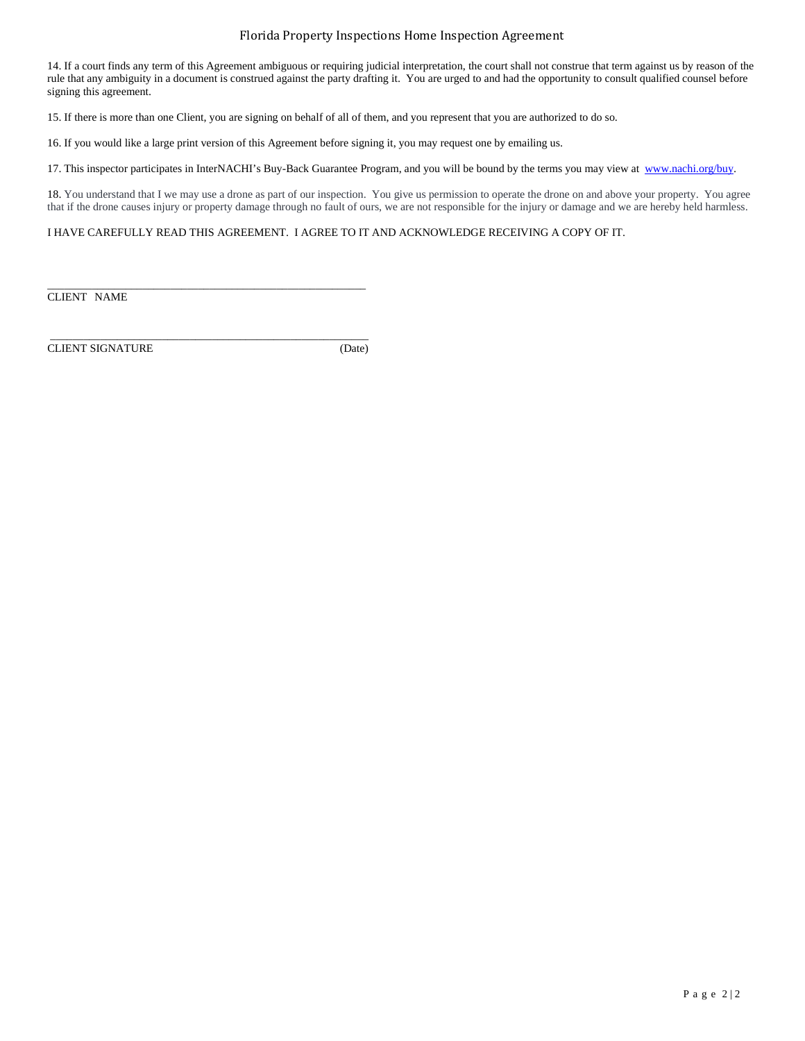14. If a court finds any term of this Agreement ambiguous or requiring judicial interpretation, the court shall not construe that term against us by reason of the rule that any ambiguity in a document is construed against the party drafting it. You are urged to and had the opportunity to consult qualified counsel before signing this agreement.

15. If there is more than one Client, you are signing on behalf of all of them, and you represent that you are authorized to do so.

16. If you would like a large print version of this Agreement before signing it, you may request one by emailing us.

17. This inspector participates in InterNACHI's Buy-Back Guarantee Program, and you will be bound by the terms you may view at [www.nachi.org/buy](www.nachi.org/buy).

18. You understand that I we may use a drone as part of our inspection. You give us permission to operate the drone on and above your property. You agree that if the drone causes injury or property damage through no fault of ours, we are not responsible for the injury or damage and we are hereby held harmless.

I HAVE CAREFULLY READ THIS AGREEMENT. I AGREE TO IT AND ACKNOWLEDGE RECEIVING A COPY OF IT.

\_\_\_\_\_\_\_\_\_\_\_\_\_\_\_\_\_\_\_\_\_\_\_\_\_\_\_\_\_\_\_\_\_\_\_\_\_\_\_\_\_\_\_\_\_\_\_\_\_\_\_\_\_\_\_\_
CLIENT NAME

\_\_\_\_\_\_\_\_\_\_\_\_\_\_\_\_\_\_\_\_\_\_\_\_\_\_\_\_\_\_\_\_\_\_\_\_\_\_\_\_\_\_\_\_\_\_\_\_\_\_\_\_\_\_\_\_
CLIENT SIGNATURE (Date)